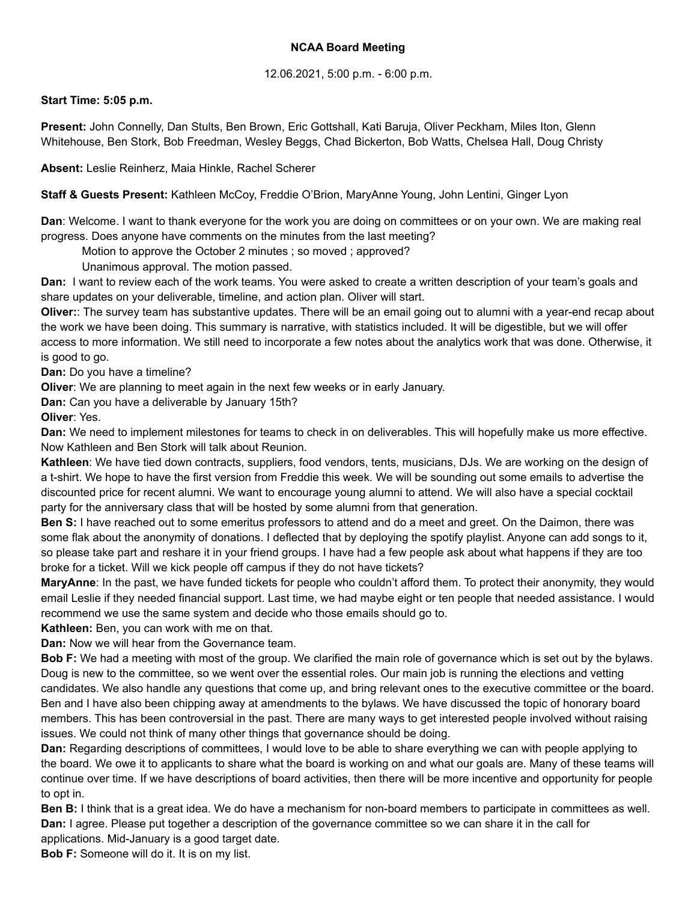**NCAA Board Meeting**

12.06.2021, 5:00 p.m. - 6:00 p.m.

**Start Time: 5:05 p.m.**

**Present:** John Connelly, Dan Stults, Ben Brown, Eric Gottshall, Kati Baruja, Oliver Peckham, Miles Iton, Glenn Whitehouse, Ben Stork, Bob Freedman, Wesley Beggs, Chad Bickerton, Bob Watts, Chelsea Hall, Doug Christy

**Absent:** Leslie Reinherz, Maia Hinkle, Rachel Scherer

**Staff & Guests Present:** Kathleen McCoy, Freddie O'Brion, MaryAnne Young, John Lentini, Ginger Lyon

**Dan**: Welcome. I want to thank everyone for the work you are doing on committees or on your own. We are making real progress. Does anyone have comments on the minutes from the last meeting?

Motion to approve the October 2 minutes ; so moved ; approved?

Unanimous approval. The motion passed.

**Dan:** I want to review each of the work teams. You were asked to create a written description of your team's goals and share updates on your deliverable, timeline, and action plan. Oliver will start.

**Oliver:**: The survey team has substantive updates. There will be an email going out to alumni with a year-end recap about the work we have been doing. This summary is narrative, with statistics included. It will be digestible, but we will offer access to more information. We still need to incorporate a few notes about the analytics work that was done. Otherwise, it is good to go.

**Dan:** Do you have a timeline?

**Oliver**: We are planning to meet again in the next few weeks or in early January.

**Dan:** Can you have a deliverable by January 15th?

**Oliver**: Yes.

**Dan:** We need to implement milestones for teams to check in on deliverables. This will hopefully make us more effective. Now Kathleen and Ben Stork will talk about Reunion.

**Kathleen**: We have tied down contracts, suppliers, food vendors, tents, musicians, DJs. We are working on the design of a t-shirt. We hope to have the first version from Freddie this week. We will be sounding out some emails to advertise the discounted price for recent alumni. We want to encourage young alumni to attend. We will also have a special cocktail party for the anniversary class that will be hosted by some alumni from that generation.

**Ben S:** I have reached out to some emeritus professors to attend and do a meet and greet. On the Daimon, there was some flak about the anonymity of donations. I deflected that by deploying the spotify playlist. Anyone can add songs to it, so please take part and reshare it in your friend groups. I have had a few people ask about what happens if they are too broke for a ticket. Will we kick people off campus if they do not have tickets?

**MaryAnne**: In the past, we have funded tickets for people who couldn't afford them. To protect their anonymity, they would email Leslie if they needed financial support. Last time, we had maybe eight or ten people that needed assistance. I would recommend we use the same system and decide who those emails should go to.

**Kathleen:** Ben, you can work with me on that.

**Dan:** Now we will hear from the Governance team.

**Bob F:** We had a meeting with most of the group. We clarified the main role of governance which is set out by the bylaws. Doug is new to the committee, so we went over the essential roles. Our main job is running the elections and vetting candidates. We also handle any questions that come up, and bring relevant ones to the executive committee or the board. Ben and I have also been chipping away at amendments to the bylaws. We have discussed the topic of honorary board members. This has been controversial in the past. There are many ways to get interested people involved without raising issues. We could not think of many other things that governance should be doing.

**Dan:** Regarding descriptions of committees, I would love to be able to share everything we can with people applying to the board. We owe it to applicants to share what the board is working on and what our goals are. Many of these teams will continue over time. If we have descriptions of board activities, then there will be more incentive and opportunity for people to opt in.

**Ben B:** I think that is a great idea. We do have a mechanism for non-board members to participate in committees as well.

**Dan:** I agree. Please put together a description of the governance committee so we can share it in the call for applications. Mid-January is a good target date.

**Bob F:** Someone will do it. It is on my list.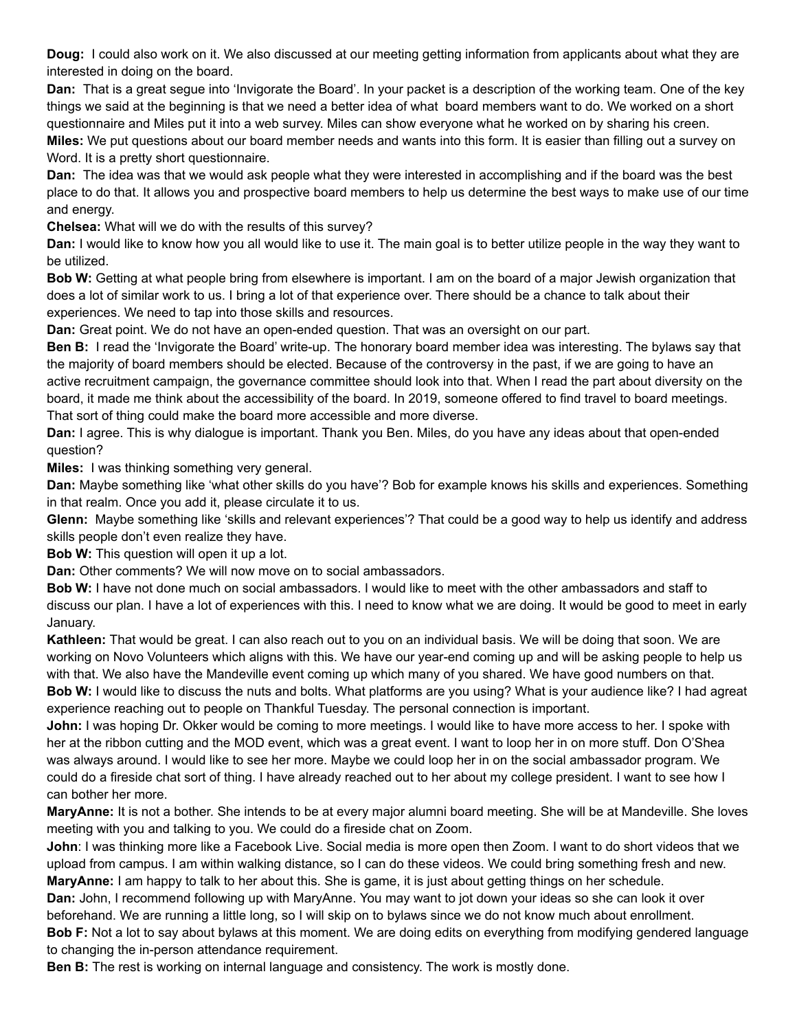**Doug:** I could also work on it. We also discussed at our meeting getting information from applicants about what they are interested in doing on the board.

**Dan:** That is a great segue into 'Invigorate the Board'. In your packet is a description of the working team. One of the key things we said at the beginning is that we need a better idea of what board members want to do. We worked on a short questionnaire and Miles put it into a web survey. Miles can show everyone what he worked on by sharing his creen.

**Miles:** We put questions about our board member needs and wants into this form. It is easier than filling out a survey on Word. It is a pretty short questionnaire.

**Dan:** The idea was that we would ask people what they were interested in accomplishing and if the board was the best place to do that. It allows you and prospective board members to help us determine the best ways to make use of our time and energy.

**Chelsea:** What will we do with the results of this survey?

**Dan:** I would like to know how you all would like to use it. The main goal is to better utilize people in the way they want to be utilized.

**Bob W:** Getting at what people bring from elsewhere is important. I am on the board of a major Jewish organization that does a lot of similar work to us. I bring a lot of that experience over. There should be a chance to talk about their experiences. We need to tap into those skills and resources.

**Dan:** Great point. We do not have an open-ended question. That was an oversight on our part.

**Ben B:** I read the 'Invigorate the Board' write-up. The honorary board member idea was interesting. The bylaws say that the majority of board members should be elected. Because of the controversy in the past, if we are going to have an active recruitment campaign, the governance committee should look into that. When I read the part about diversity on the board, it made me think about the accessibility of the board. In 2019, someone offered to find travel to board meetings. That sort of thing could make the board more accessible and more diverse.

**Dan:** I agree. This is why dialogue is important. Thank you Ben. Miles, do you have any ideas about that open-ended question?

**Miles:** I was thinking something very general.

**Dan:** Maybe something like 'what other skills do you have'? Bob for example knows his skills and experiences. Something in that realm. Once you add it, please circulate it to us.

**Glenn:** Maybe something like 'skills and relevant experiences'? That could be a good way to help us identify and address skills people don't even realize they have.

**Bob W:** This question will open it up a lot.

**Dan:** Other comments? We will now move on to social ambassadors.

**Bob W:** I have not done much on social ambassadors. I would like to meet with the other ambassadors and staff to discuss our plan. I have a lot of experiences with this. I need to know what we are doing. It would be good to meet in early January.

**Kathleen:** That would be great. I can also reach out to you on an individual basis. We will be doing that soon. We are working on Novo Volunteers which aligns with this. We have our year-end coming up and will be asking people to help us with that. We also have the Mandeville event coming up which many of you shared. We have good numbers on that.

**Bob W:** I would like to discuss the nuts and bolts. What platforms are you using? What is your audience like? I had agreat experience reaching out to people on Thankful Tuesday. The personal connection is important.

**John:** I was hoping Dr. Okker would be coming to more meetings. I would like to have more access to her. I spoke with her at the ribbon cutting and the MOD event, which was a great event. I want to loop her in on more stuff. Don O'Shea was always around. I would like to see her more. Maybe we could loop her in on the social ambassador program. We could do a fireside chat sort of thing. I have already reached out to her about my college president. I want to see how I can bother her more.

**MaryAnne:** It is not a bother. She intends to be at every major alumni board meeting. She will be at Mandeville. She loves meeting with you and talking to you. We could do a fireside chat on Zoom.

**John**: I was thinking more like a Facebook Live. Social media is more open then Zoom. I want to do short videos that we upload from campus. I am within walking distance, so I can do these videos. We could bring something fresh and new.

**MaryAnne:** I am happy to talk to her about this. She is game, it is just about getting things on her schedule.

**Dan:** John, I recommend following up with MaryAnne. You may want to jot down your ideas so she can look it over beforehand. We are running a little long, so I will skip on to bylaws since we do not know much about enrollment.

**Bob F:** Not a lot to say about bylaws at this moment. We are doing edits on everything from modifying gendered language to changing the in-person attendance requirement.

**Ben B:** The rest is working on internal language and consistency. The work is mostly done.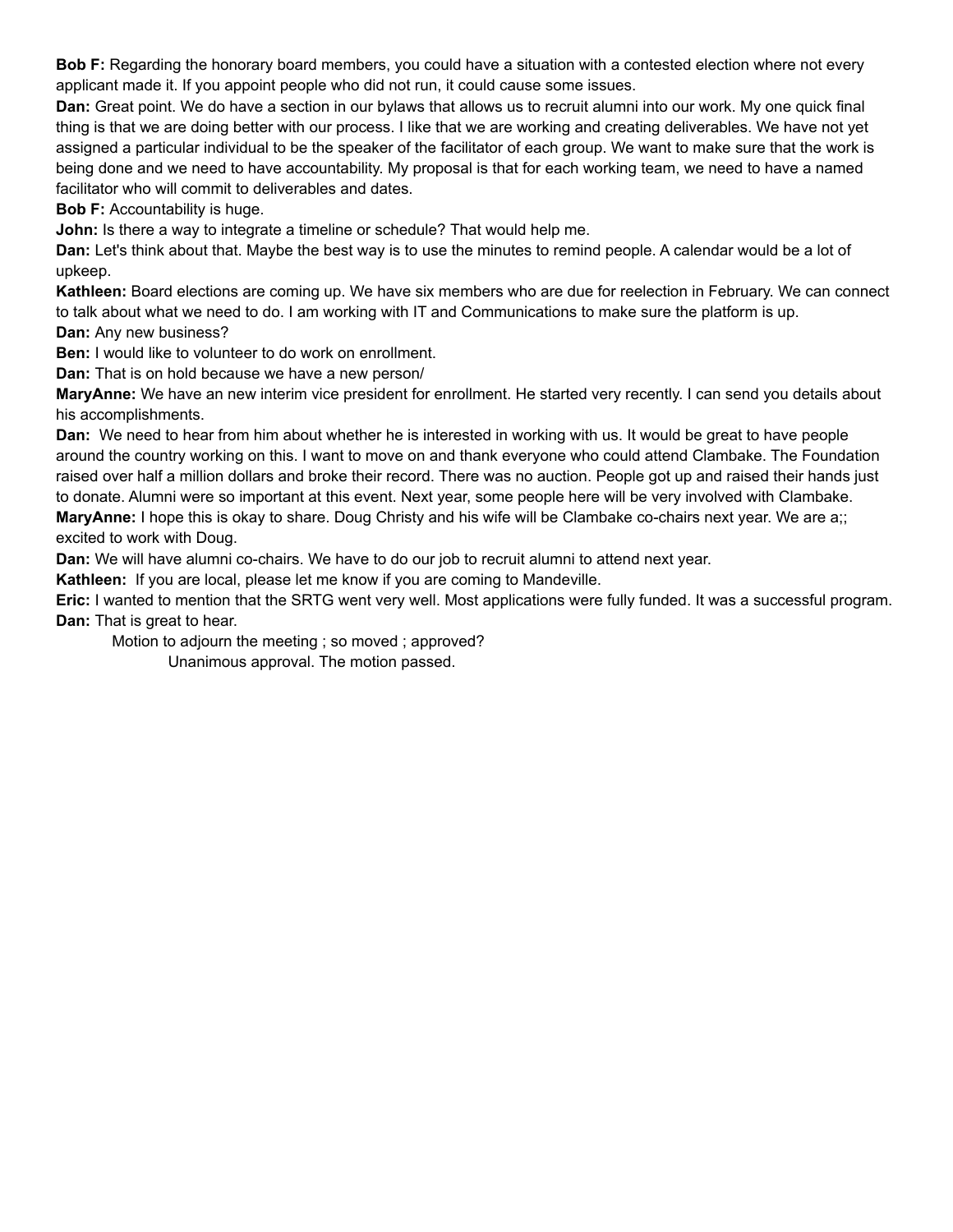**Bob F:** Regarding the honorary board members, you could have a situation with a contested election where not every applicant made it. If you appoint people who did not run, it could cause some issues.

**Dan:** Great point. We do have a section in our bylaws that allows us to recruit alumni into our work. My one quick final thing is that we are doing better with our process. I like that we are working and creating deliverables. We have not yet assigned a particular individual to be the speaker of the facilitator of each group. We want to make sure that the work is being done and we need to have accountability. My proposal is that for each working team, we need to have a named facilitator who will commit to deliverables and dates.

**Bob F:** Accountability is huge.

**John:** Is there a way to integrate a timeline or schedule? That would help me.

**Dan:** Let's think about that. Maybe the best way is to use the minutes to remind people. A calendar would be a lot of upkeep.

**Kathleen:** Board elections are coming up. We have six members who are due for reelection in February. We can connect to talk about what we need to do. I am working with IT and Communications to make sure the platform is up.

**Dan:** Any new business?

**Ben:** I would like to volunteer to do work on enrollment.

**Dan:** That is on hold because we have a new person/

**MaryAnne:** We have an new interim vice president for enrollment. He started very recently. I can send you details about his accomplishments.

**Dan:** We need to hear from him about whether he is interested in working with us. It would be great to have people around the country working on this. I want to move on and thank everyone who could attend Clambake. The Foundation raised over half a million dollars and broke their record. There was no auction. People got up and raised their hands just to donate. Alumni were so important at this event. Next year, some people here will be very involved with Clambake.

**MaryAnne:** I hope this is okay to share. Doug Christy and his wife will be Clambake co-chairs next year. We are a;; excited to work with Doug.

**Dan:** We will have alumni co-chairs. We have to do our job to recruit alumni to attend next year.

**Kathleen:** If you are local, please let me know if you are coming to Mandeville.

**Eric:** I wanted to mention that the SRTG went very well. Most applications were fully funded. It was a successful program.

**Dan:** That is great to hear.

Motion to adjourn the meeting ; so moved ; approved?

Unanimous approval. The motion passed.